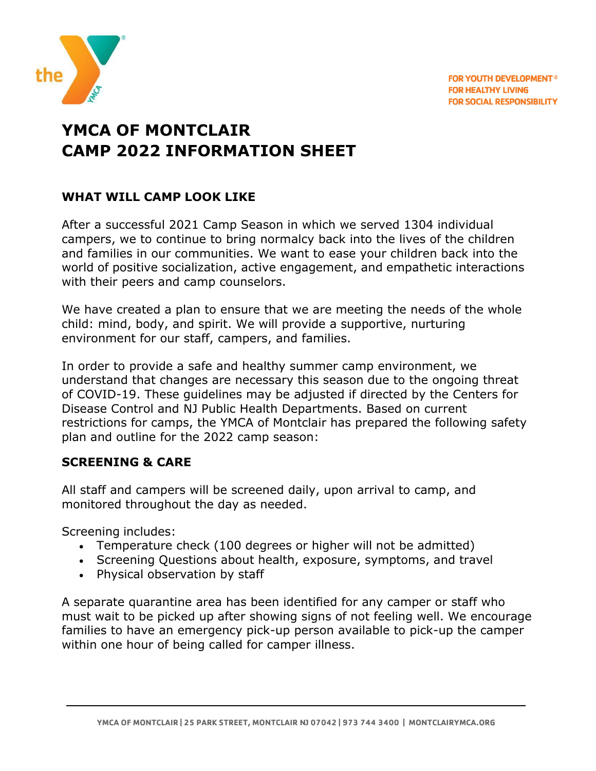FOR YOUTH DEVELOPMENT®
FOR HEALTHY LIVING
FOR SOCIAL RESPONSIBILITY

# YMCA OF MONTCLAIR
# CAMP 2022 INFORMATION SHEET

## WHAT WILL CAMP LOOK LIKE

After a successful 2021 Camp Season in which we served 1304 individual campers, we to continue to bring normalcy back into the lives of the children and families in our communities. We want to ease your children back into the world of positive socialization, active engagement, and empathetic interactions with their peers and camp counselors.

We have created a plan to ensure that we are meeting the needs of the whole child: mind, body, and spirit. We will provide a supportive, nurturing environment for our staff, campers, and families.

In order to provide a safe and healthy summer camp environment, we understand that changes are necessary this season due to the ongoing threat of COVID-19. These guidelines may be adjusted if directed by the Centers for Disease Control and NJ Public Health Departments. Based on current restrictions for camps, the YMCA of Montclair has prepared the following safety plan and outline for the 2022 camp season:

## SCREENING & CARE

All staff and campers will be screened daily, upon arrival to camp, and monitored throughout the day as needed.

Screening includes:

- Temperature check (100 degrees or higher will not be admitted)
- Screening Questions about health, exposure, symptoms, and travel
- Physical observation by staff

A separate quarantine area has been identified for any camper or staff who must wait to be picked up after showing signs of not feeling well. We encourage families to have an emergency pick-up person available to pick-up the camper within one hour of being called for camper illness.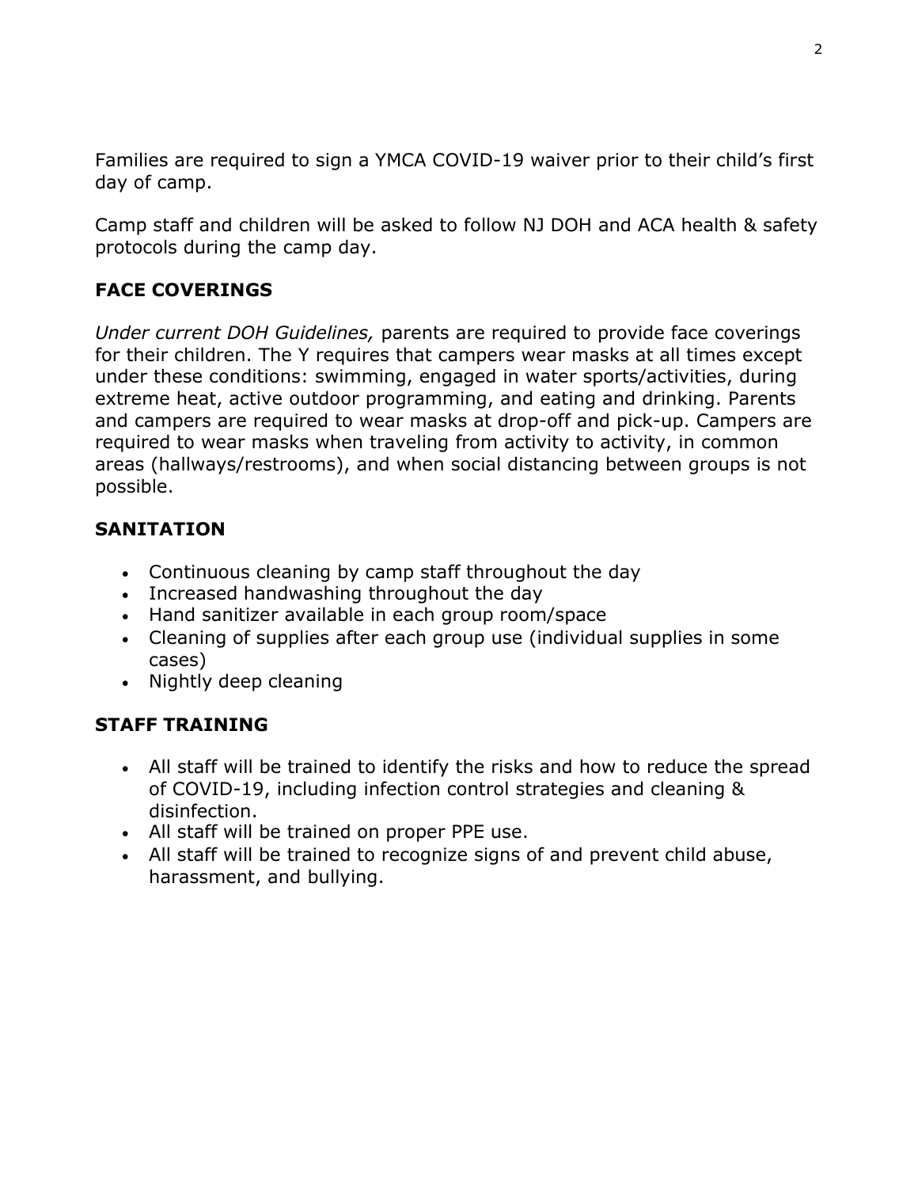Families are required to sign a YMCA COVID-19 waiver prior to their child's first day of camp.

Camp staff and children will be asked to follow NJ DOH and ACA health & safety protocols during the camp day.

## FACE COVERINGS

*Under current DOH Guidelines,* parents are required to provide face coverings for their children. The Y requires that campers wear masks at all times except under these conditions: swimming, engaged in water sports/activities, during extreme heat, active outdoor programming, and eating and drinking. Parents and campers are required to wear masks at drop-off and pick-up. Campers are required to wear masks when traveling from activity to activity, in common areas (hallways/restrooms), and when social distancing between groups is not possible.

## SANITATION

- Continuous cleaning by camp staff throughout the day
- Increased handwashing throughout the day
- Hand sanitizer available in each group room/space
- Cleaning of supplies after each group use (individual supplies in some cases)
- Nightly deep cleaning

## STAFF TRAINING

- All staff will be trained to identify the risks and how to reduce the spread of COVID-19, including infection control strategies and cleaning & disinfection.
- All staff will be trained on proper PPE use.
- All staff will be trained to recognize signs of and prevent child abuse, harassment, and bullying.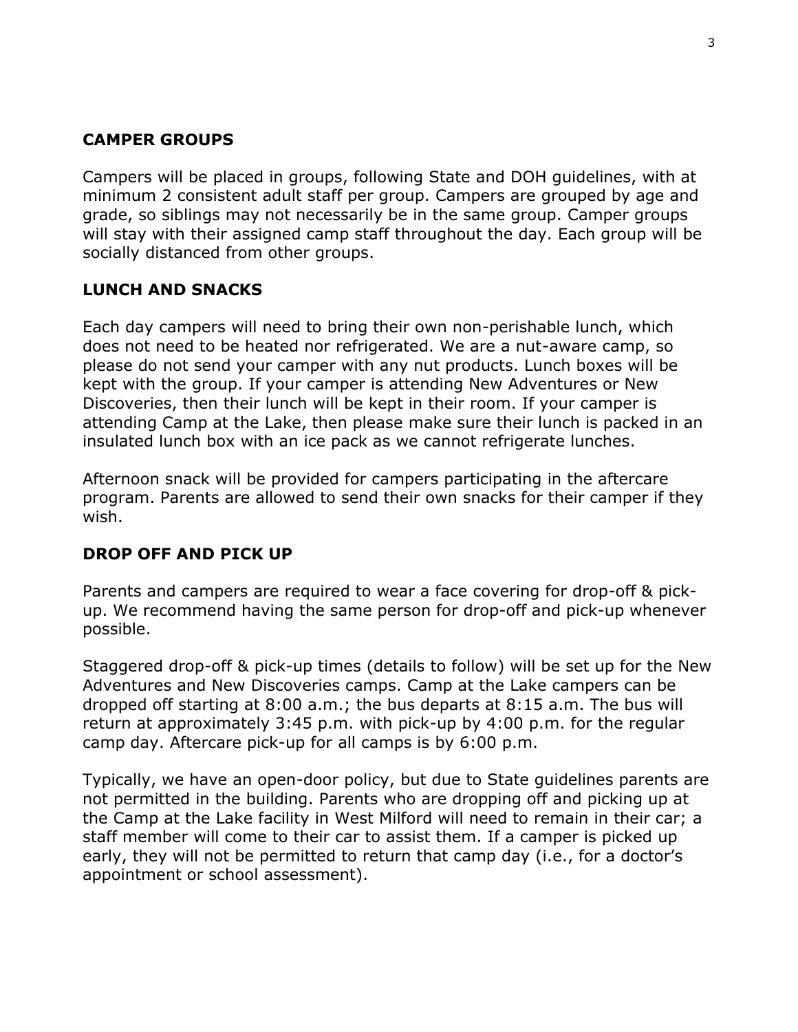## CAMPER GROUPS

Campers will be placed in groups, following State and DOH guidelines, with at minimum 2 consistent adult staff per group. Campers are grouped by age and grade, so siblings may not necessarily be in the same group. Camper groups will stay with their assigned camp staff throughout the day. Each group will be socially distanced from other groups.

## LUNCH AND SNACKS

Each day campers will need to bring their own non-perishable lunch, which does not need to be heated nor refrigerated. We are a nut-aware camp, so please do not send your camper with any nut products. Lunch boxes will be kept with the group. If your camper is attending New Adventures or New Discoveries, then their lunch will be kept in their room. If your camper is attending Camp at the Lake, then please make sure their lunch is packed in an insulated lunch box with an ice pack as we cannot refrigerate lunches.

Afternoon snack will be provided for campers participating in the aftercare program. Parents are allowed to send their own snacks for their camper if they wish.

## DROP OFF AND PICK UP

Parents and campers are required to wear a face covering for drop-off & pick-up. We recommend having the same person for drop-off and pick-up whenever possible.

Staggered drop-off & pick-up times (details to follow) will be set up for the New Adventures and New Discoveries camps. Camp at the Lake campers can be dropped off starting at 8:00 a.m.; the bus departs at 8:15 a.m. The bus will return at approximately 3:45 p.m. with pick-up by 4:00 p.m. for the regular camp day. Aftercare pick-up for all camps is by 6:00 p.m.

Typically, we have an open-door policy, but due to State guidelines parents are not permitted in the building. Parents who are dropping off and picking up at the Camp at the Lake facility in West Milford will need to remain in their car; a staff member will come to their car to assist them. If a camper is picked up early, they will not be permitted to return that camp day (i.e., for a doctor's appointment or school assessment).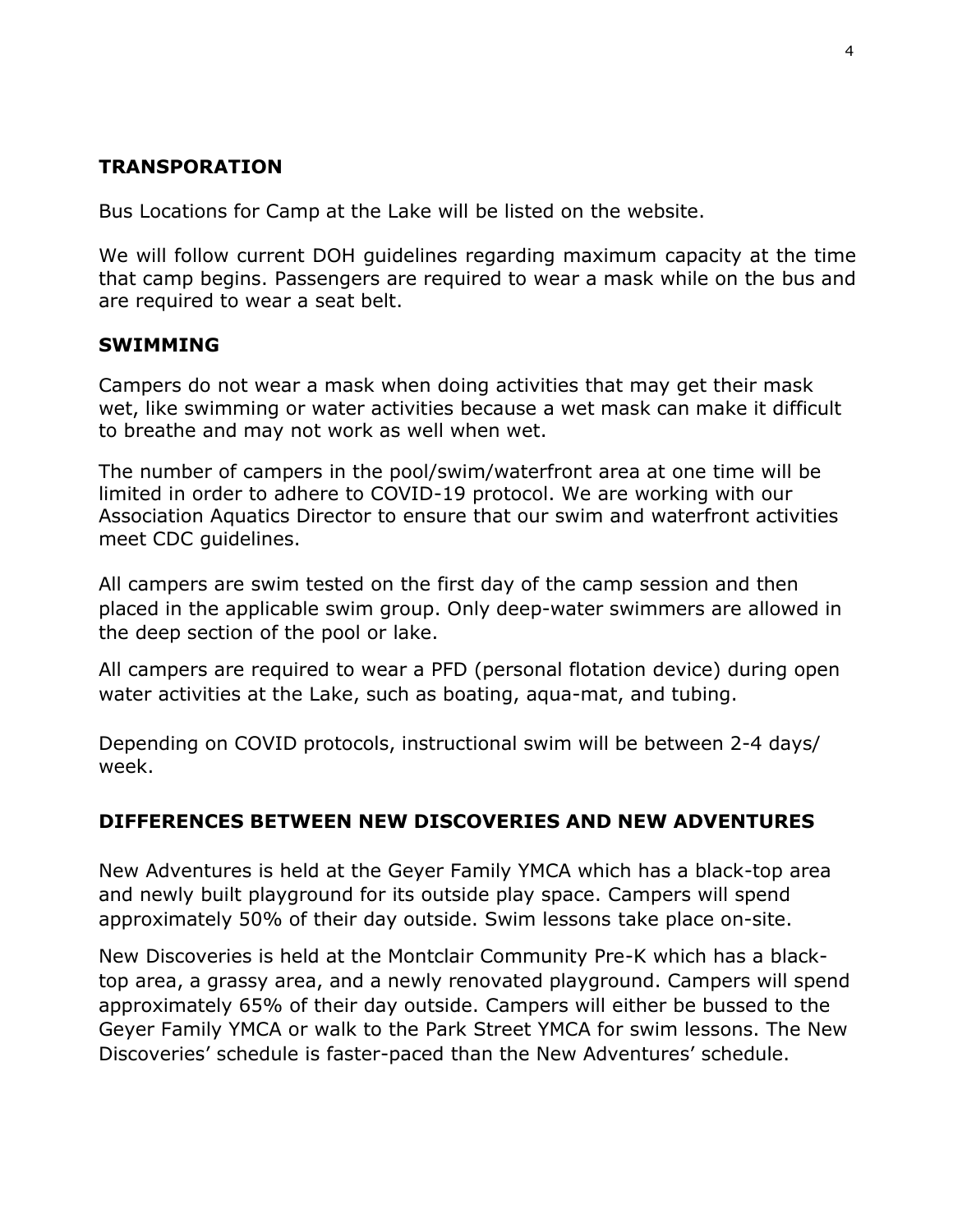## TRANSPORATION

Bus Locations for Camp at the Lake will be listed on the website.

We will follow current DOH guidelines regarding maximum capacity at the time that camp begins. Passengers are required to wear a mask while on the bus and are required to wear a seat belt.

## SWIMMING

Campers do not wear a mask when doing activities that may get their mask wet, like swimming or water activities because a wet mask can make it difficult to breathe and may not work as well when wet.

The number of campers in the pool/swim/waterfront area at one time will be limited in order to adhere to COVID-19 protocol. We are working with our Association Aquatics Director to ensure that our swim and waterfront activities meet CDC guidelines.

All campers are swim tested on the first day of the camp session and then placed in the applicable swim group. Only deep-water swimmers are allowed in the deep section of the pool or lake.

All campers are required to wear a PFD (personal flotation device) during open water activities at the Lake, such as boating, aqua-mat, and tubing.

Depending on COVID protocols, instructional swim will be between 2-4 days/ week.

## DIFFERENCES BETWEEN NEW DISCOVERIES AND NEW ADVENTURES

New Adventures is held at the Geyer Family YMCA which has a black-top area and newly built playground for its outside play space. Campers will spend approximately 50% of their day outside. Swim lessons take place on-site.

New Discoveries is held at the Montclair Community Pre-K which has a black-top area, a grassy area, and a newly renovated playground. Campers will spend approximately 65% of their day outside. Campers will either be bussed to the Geyer Family YMCA or walk to the Park Street YMCA for swim lessons. The New Discoveries' schedule is faster-paced than the New Adventures' schedule.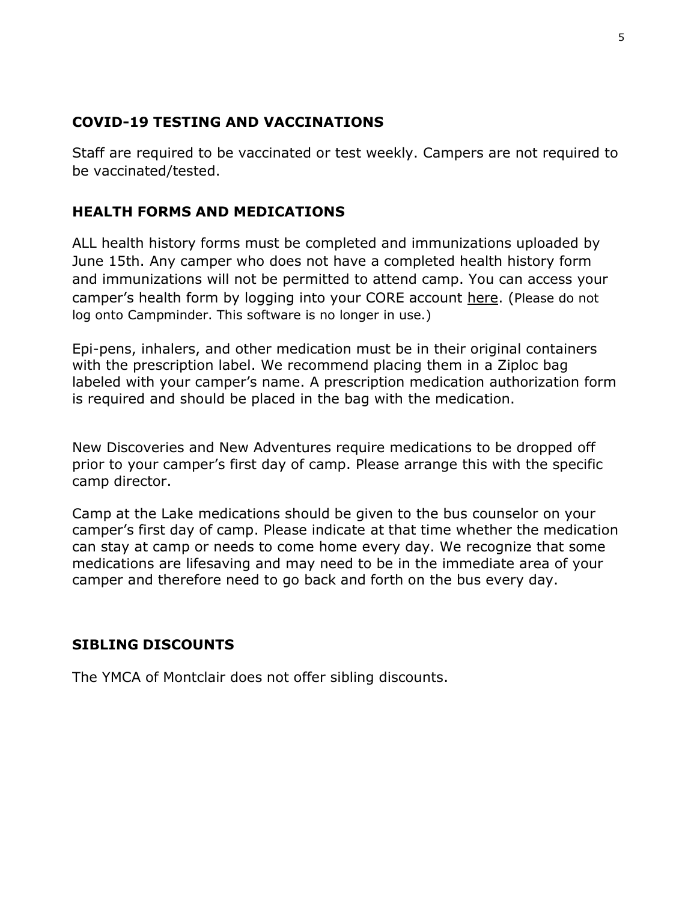## COVID-19 TESTING AND VACCINATIONS

Staff are required to be vaccinated or test weekly. Campers are not required to be vaccinated/tested.

## HEALTH FORMS AND MEDICATIONS

ALL health history forms must be completed and immunizations uploaded by June 15th. Any camper who does not have a completed health history form and immunizations will not be permitted to attend camp. You can access your camper's health form by logging into your CORE account here. (Please do not log onto Campminder. This software is no longer in use.)

Epi-pens, inhalers, and other medication must be in their original containers with the prescription label. We recommend placing them in a Ziploc bag labeled with your camper's name. A prescription medication authorization form is required and should be placed in the bag with the medication.

New Discoveries and New Adventures require medications to be dropped off prior to your camper's first day of camp. Please arrange this with the specific camp director.

Camp at the Lake medications should be given to the bus counselor on your camper's first day of camp. Please indicate at that time whether the medication can stay at camp or needs to come home every day. We recognize that some medications are lifesaving and may need to be in the immediate area of your camper and therefore need to go back and forth on the bus every day.

## SIBLING DISCOUNTS

The YMCA of Montclair does not offer sibling discounts.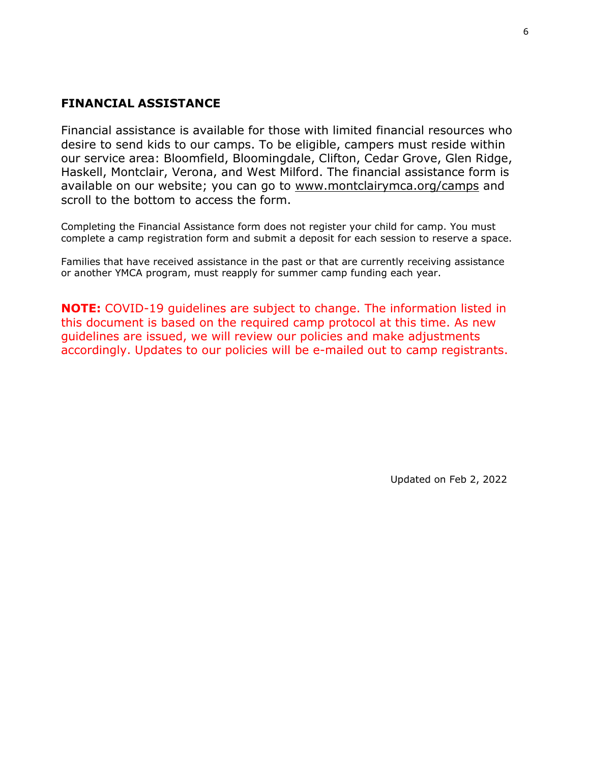## FINANCIAL ASSISTANCE

Financial assistance is available for those with limited financial resources who desire to send kids to our camps. To be eligible, campers must reside within our service area: Bloomfield, Bloomingdale, Clifton, Cedar Grove, Glen Ridge, Haskell, Montclair, Verona, and West Milford. The financial assistance form is available on our website; you can go to www.montclairymca.org/camps and scroll to the bottom to access the form.

Completing the Financial Assistance form does not register your child for camp. You must complete a camp registration form and submit a deposit for each session to reserve a space.

Families that have received assistance in the past or that are currently receiving assistance or another YMCA program, must reapply for summer camp funding each year.

**NOTE:** COVID-19 guidelines are subject to change. The information listed in this document is based on the required camp protocol at this time. As new guidelines are issued, we will review our policies and make adjustments accordingly. Updates to our policies will be e-mailed out to camp registrants.

Updated on Feb 2, 2022